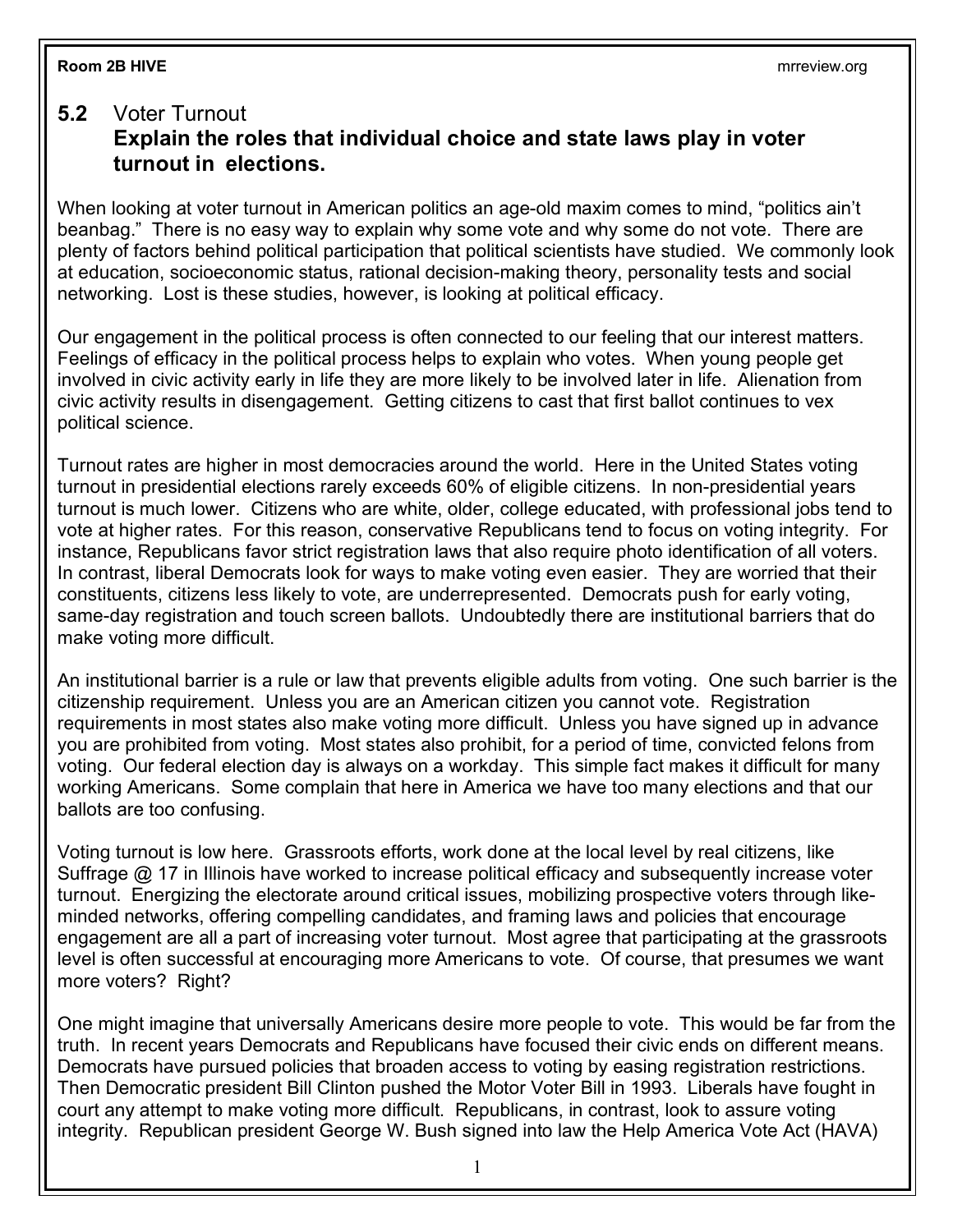## 5.2 Voter Turnout

### Explain the roles that individual choice and state laws play in voter turnout in elections.

When looking at voter turnout in American politics an age-old maxim comes to mind, "politics ain't beanbag." There is no easy way to explain why some vote and why some do not vote. There are plenty of factors behind political participation that political scientists have studied. We commonly look at education, socioeconomic status, rational decision-making theory, personality tests and social networking. Lost is these studies, however, is looking at political efficacy.

Our engagement in the political process is often connected to our feeling that our interest matters. Feelings of efficacy in the political process helps to explain who votes. When young people get involved in civic activity early in life they are more likely to be involved later in life. Alienation from civic activity results in disengagement. Getting citizens to cast that first ballot continues to vex political science.

Turnout rates are higher in most democracies around the world. Here in the United States voting turnout in presidential elections rarely exceeds 60% of eligible citizens. In non-presidential years turnout is much lower. Citizens who are white, older, college educated, with professional jobs tend to vote at higher rates. For this reason, conservative Republicans tend to focus on voting integrity. For instance, Republicans favor strict registration laws that also require photo identification of all voters. In contrast, liberal Democrats look for ways to make voting even easier. They are worried that their constituents, citizens less likely to vote, are underrepresented. Democrats push for early voting, same-day registration and touch screen ballots. Undoubtedly there are institutional barriers that do make voting more difficult.

An institutional barrier is a rule or law that prevents eligible adults from voting. One such barrier is the citizenship requirement. Unless you are an American citizen you cannot vote. Registration requirements in most states also make voting more difficult. Unless you have signed up in advance you are prohibited from voting. Most states also prohibit, for a period of time, convicted felons from voting. Our federal election day is always on a workday. This simple fact makes it difficult for many working Americans. Some complain that here in America we have too many elections and that our ballots are too confusing.

Voting turnout is low here. Grassroots efforts, work done at the local level by real citizens, like Suffrage @ 17 in Illinois have worked to increase political efficacy and subsequently increase voter turnout. Energizing the electorate around critical issues, mobilizing prospective voters through like-minded networks, offering compelling candidates, and framing laws and policies that encourage engagement are all a part of increasing voter turnout. Most agree that participating at the grassroots level is often successful at encouraging more Americans to vote. Of course, that presumes we want more voters? Right?

One might imagine that universally Americans desire more people to vote. This would be far from the truth. In recent years Democrats and Republicans have focused their civic ends on different means. Democrats have pursued policies that broaden access to voting by easing registration restrictions. Then Democratic president Bill Clinton pushed the Motor Voter Bill in 1993. Liberals have fought in court any attempt to make voting more difficult. Republicans, in contrast, look to assure voting integrity. Republican president George W. Bush signed into law the Help America Vote Act (HAVA)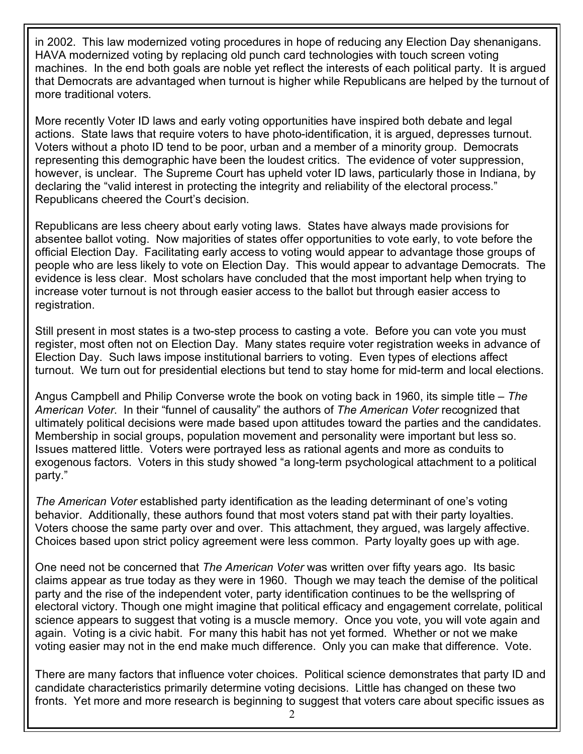in 2002. This law modernized voting procedures in hope of reducing any Election Day shenanigans. HAVA modernized voting by replacing old punch card technologies with touch screen voting machines. In the end both goals are noble yet reflect the interests of each political party. It is argued that Democrats are advantaged when turnout is higher while Republicans are helped by the turnout of more traditional voters.

More recently Voter ID laws and early voting opportunities have inspired both debate and legal actions. State laws that require voters to have photo-identification, it is argued, depresses turnout. Voters without a photo ID tend to be poor, urban and a member of a minority group. Democrats representing this demographic have been the loudest critics. The evidence of voter suppression, however, is unclear. The Supreme Court has upheld voter ID laws, particularly those in Indiana, by declaring the "valid interest in protecting the integrity and reliability of the electoral process." Republicans cheered the Court's decision.

Republicans are less cheery about early voting laws. States have always made provisions for absentee ballot voting. Now majorities of states offer opportunities to vote early, to vote before the official Election Day. Facilitating early access to voting would appear to advantage those groups of people who are less likely to vote on Election Day. This would appear to advantage Democrats. The evidence is less clear. Most scholars have concluded that the most important help when trying to increase voter turnout is not through easier access to the ballot but through easier access to registration.

Still present in most states is a two-step process to casting a vote. Before you can vote you must register, most often not on Election Day. Many states require voter registration weeks in advance of Election Day. Such laws impose institutional barriers to voting. Even types of elections affect turnout. We turn out for presidential elections but tend to stay home for mid-term and local elections.

Angus Campbell and Philip Converse wrote the book on voting back in 1960, its simple title – *The American Voter*. In their "funnel of causality" the authors of *The American Voter* recognized that ultimately political decisions were made based upon attitudes toward the parties and the candidates. Membership in social groups, population movement and personality were important but less so. Issues mattered little. Voters were portrayed less as rational agents and more as conduits to exogenous factors. Voters in this study showed "a long-term psychological attachment to a political party."

*The American Voter* established party identification as the leading determinant of one's voting behavior. Additionally, these authors found that most voters stand pat with their party loyalties. Voters choose the same party over and over. This attachment, they argued, was largely affective. Choices based upon strict policy agreement were less common. Party loyalty goes up with age.

One need not be concerned that *The American Voter* was written over fifty years ago. Its basic claims appear as true today as they were in 1960. Though we may teach the demise of the political party and the rise of the independent voter, party identification continues to be the wellspring of electoral victory. Though one might imagine that political efficacy and engagement correlate, political science appears to suggest that voting is a muscle memory. Once you vote, you will vote again and again. Voting is a civic habit. For many this habit has not yet formed. Whether or not we make voting easier may not in the end make much difference. Only you can make that difference. Vote.

There are many factors that influence voter choices. Political science demonstrates that party ID and candidate characteristics primarily determine voting decisions. Little has changed on these two fronts. Yet more and more research is beginning to suggest that voters care about specific issues as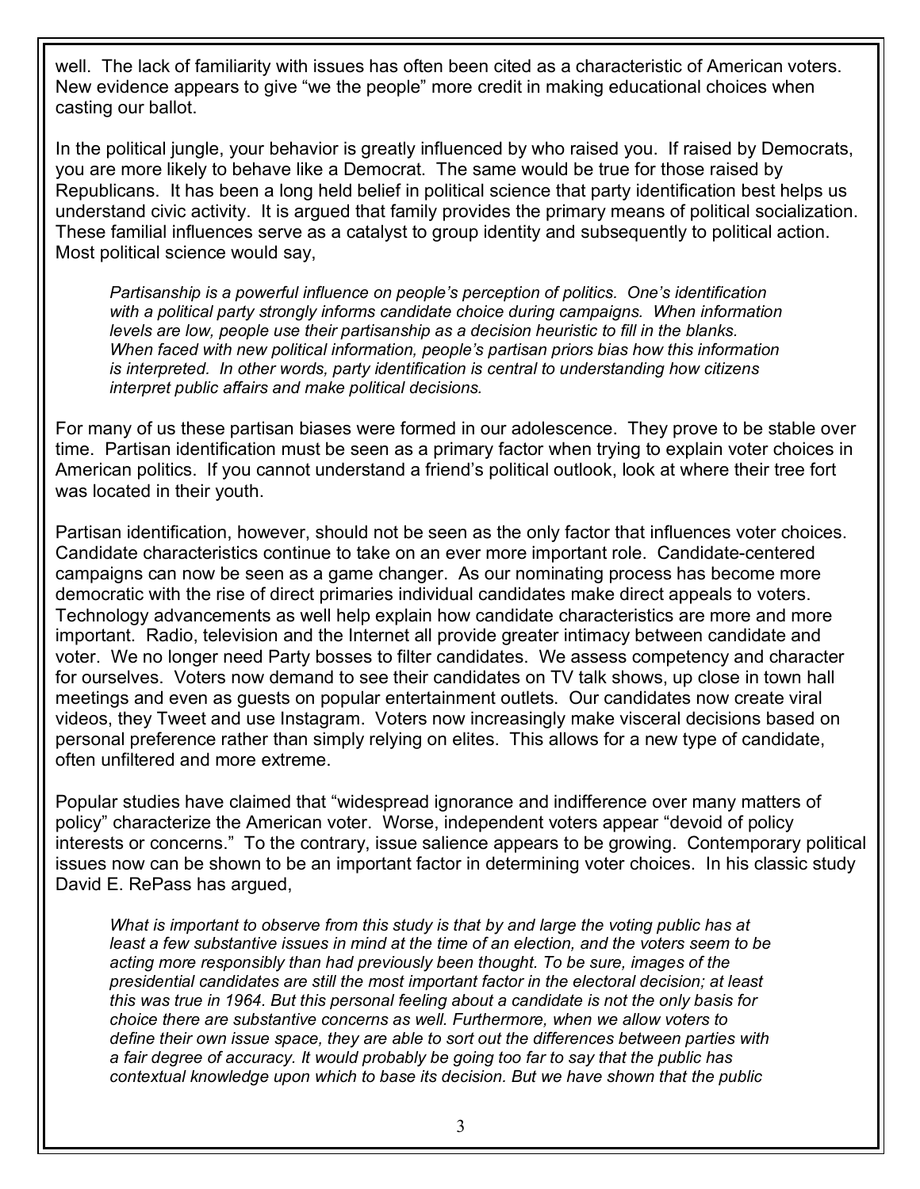well. The lack of familiarity with issues has often been cited as a characteristic of American voters. New evidence appears to give "we the people" more credit in making educational choices when casting our ballot.

In the political jungle, your behavior is greatly influenced by who raised you. If raised by Democrats, you are more likely to behave like a Democrat. The same would be true for those raised by Republicans. It has been a long held belief in political science that party identification best helps us understand civic activity. It is argued that family provides the primary means of political socialization. These familial influences serve as a catalyst to group identity and subsequently to political action. Most political science would say,

> *Partisanship is a powerful influence on people's perception of politics. One's identification with a political party strongly informs candidate choice during campaigns. When information levels are low, people use their partisanship as a decision heuristic to fill in the blanks. When faced with new political information, people's partisan priors bias how this information is interpreted. In other words, party identification is central to understanding how citizens interpret public affairs and make political decisions.*

For many of us these partisan biases were formed in our adolescence. They prove to be stable over time. Partisan identification must be seen as a primary factor when trying to explain voter choices in American politics. If you cannot understand a friend's political outlook, look at where their tree fort was located in their youth.

Partisan identification, however, should not be seen as the only factor that influences voter choices. Candidate characteristics continue to take on an ever more important role. Candidate-centered campaigns can now be seen as a game changer. As our nominating process has become more democratic with the rise of direct primaries individual candidates make direct appeals to voters. Technology advancements as well help explain how candidate characteristics are more and more important. Radio, television and the Internet all provide greater intimacy between candidate and voter. We no longer need Party bosses to filter candidates. We assess competency and character for ourselves. Voters now demand to see their candidates on TV talk shows, up close in town hall meetings and even as guests on popular entertainment outlets. Our candidates now create viral videos, they Tweet and use Instagram. Voters now increasingly make visceral decisions based on personal preference rather than simply relying on elites. This allows for a new type of candidate, often unfiltered and more extreme.

Popular studies have claimed that "widespread ignorance and indifference over many matters of policy" characterize the American voter. Worse, independent voters appear "devoid of policy interests or concerns." To the contrary, issue salience appears to be growing. Contemporary political issues now can be shown to be an important factor in determining voter choices. In his classic study David E. RePass has argued,

> *What is important to observe from this study is that by and large the voting public has at least a few substantive issues in mind at the time of an election, and the voters seem to be acting more responsibly than had previously been thought. To be sure, images of the presidential candidates are still the most important factor in the electoral decision; at least this was true in 1964. But this personal feeling about a candidate is not the only basis for choice there are substantive concerns as well. Furthermore, when we allow voters to define their own issue space, they are able to sort out the differences between parties with a fair degree of accuracy. It would probably be going too far to say that the public has contextual knowledge upon which to base its decision. But we have shown that the public*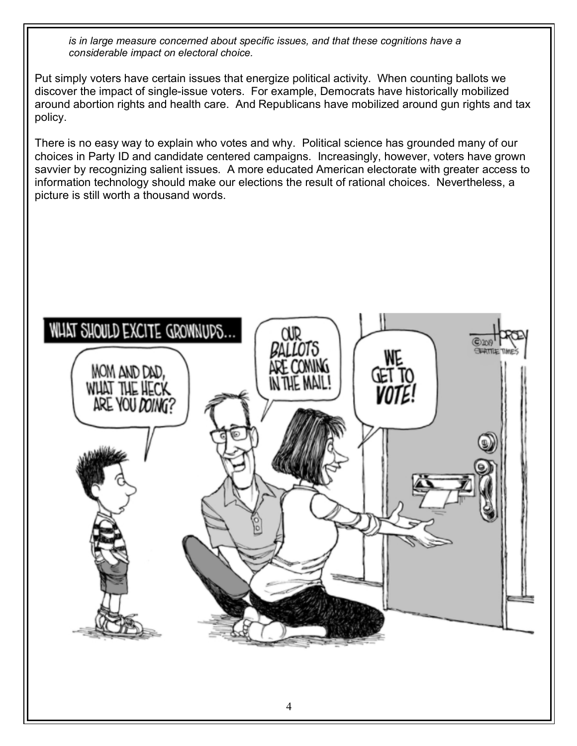*is in large measure concerned about specific issues, and that these cognitions have a considerable impact on electoral choice.*

Put simply voters have certain issues that energize political activity. When counting ballots we discover the impact of single-issue voters. For example, Democrats have historically mobilized around abortion rights and health care. And Republicans have mobilized around gun rights and tax policy.

There is no easy way to explain who votes and why. Political science has grounded many of our choices in Party ID and candidate centered campaigns. Increasingly, however, voters have grown savvier by recognizing salient issues. A more educated American electorate with greater access to information technology should make our elections the result of rational choices. Nevertheless, a picture is still worth a thousand words.